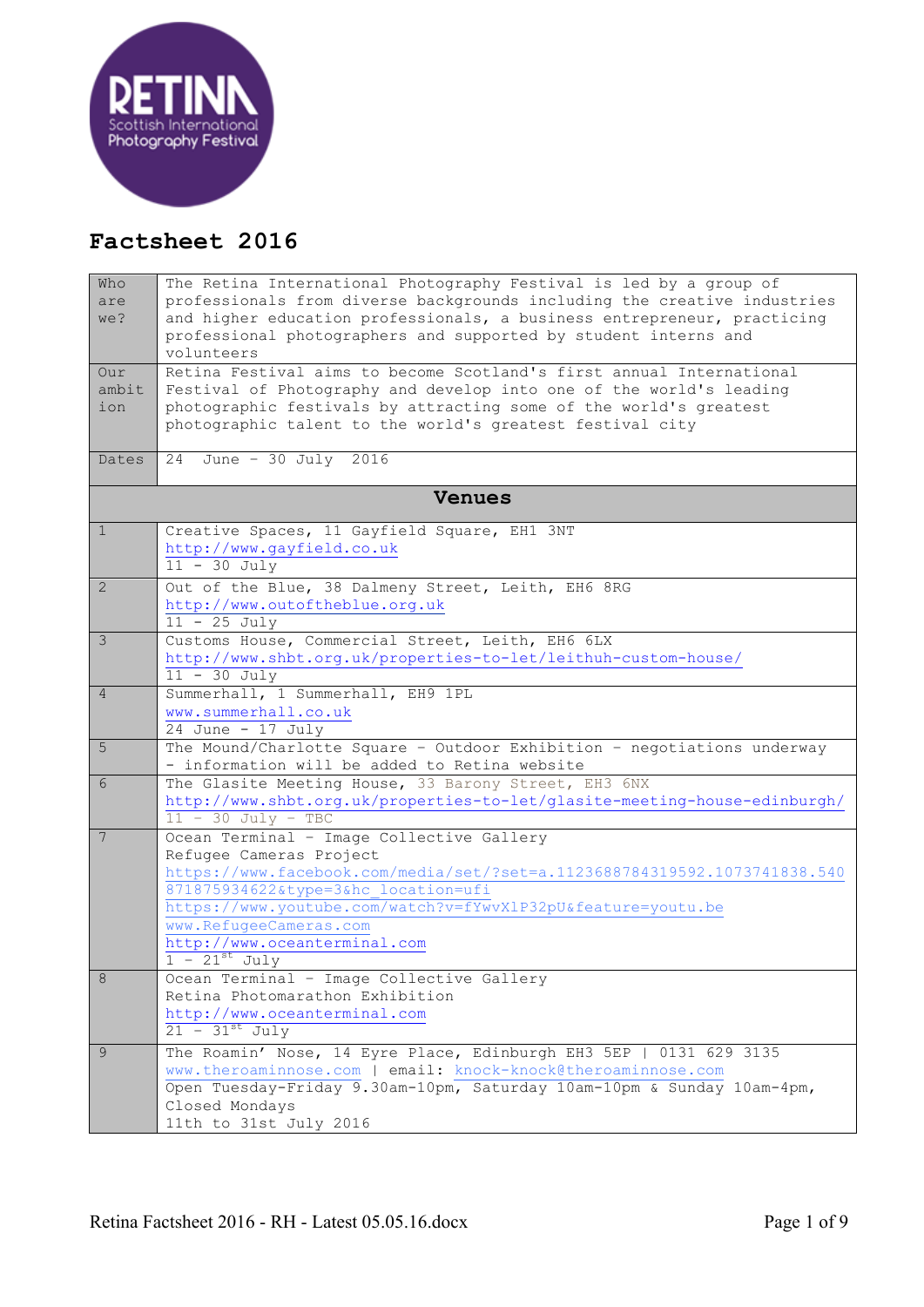RETINA Scottish International Photography Festival

# Factsheet 2016

| | |
|---|---|
| Who are we? | The Retina International Photography Festival is led by a group of professionals from diverse backgrounds including the creative industries and higher education professionals, a business entrepreneur, practicing professional photographers and supported by student interns and volunteers |
| Our ambition | Retina Festival aims to become Scotland's first annual International Festival of Photography and develop into one of the world's leading photographic festivals by attracting some of the world's greatest photographic talent to the world's greatest festival city |
| Dates | 24 June – 30 July 2016 |
| **Venues** | |
| 1 | Creative Spaces, 11 Gayfield Square, EH1 3NT<br>http://www.gayfield.co.uk<br>11 - 30 July |
| 2 | Out of the Blue, 38 Dalmeny Street, Leith, EH6 8RG<br>http://www.outoftheblue.org.uk<br>11 - 25 July |
| 3 | Customs House, Commercial Street, Leith, EH6 6LX<br>http://www.shbt.org.uk/properties-to-let/leithuh-custom-house/<br>11 - 30 July |
| 4 | Summerhall, 1 Summerhall, EH9 1PL<br>www.summerhall.co.uk<br>24 June - 17 July |
| 5 | The Mound/Charlotte Square – Outdoor Exhibition – negotiations underway – information will be added to Retina website |
| 6 | The Glasite Meeting House, 33 Barony Street, EH3 6NX<br>http://www.shbt.org.uk/properties-to-let/glasite-meeting-house-edinburgh/<br>11 – 30 July - TBC |
| 7 | Ocean Terminal – Image Collective Gallery<br>Refugee Cameras Project<br>https://www.facebook.com/media/set/?set=a.1123688784319592.1073741838.540871875934622&type=3&hc_location=ufi<br>https://www.youtube.com/watch?v=fYwvX1P32pU&feature=youtu.be<br>www.RefugeeCameras.com<br>http://www.oceanterminal.com<br>1 – 21st July |
| 8 | Ocean Terminal – Image Collective Gallery<br>Retina Photomarathon Exhibition<br>http://www.oceanterminal.com<br>21 – 31st July |
| 9 | The Roamin' Nose, 14 Eyre Place, Edinburgh EH3 5EP \| 0131 629 3135<br>www.theroaminnose.com \| email: knock-knock@theroaminnose.com<br>Open Tuesday-Friday 9.30am-10pm, Saturday 10am-10pm & Sunday 10am-4pm, Closed Mondays<br>11th to 31st July 2016 |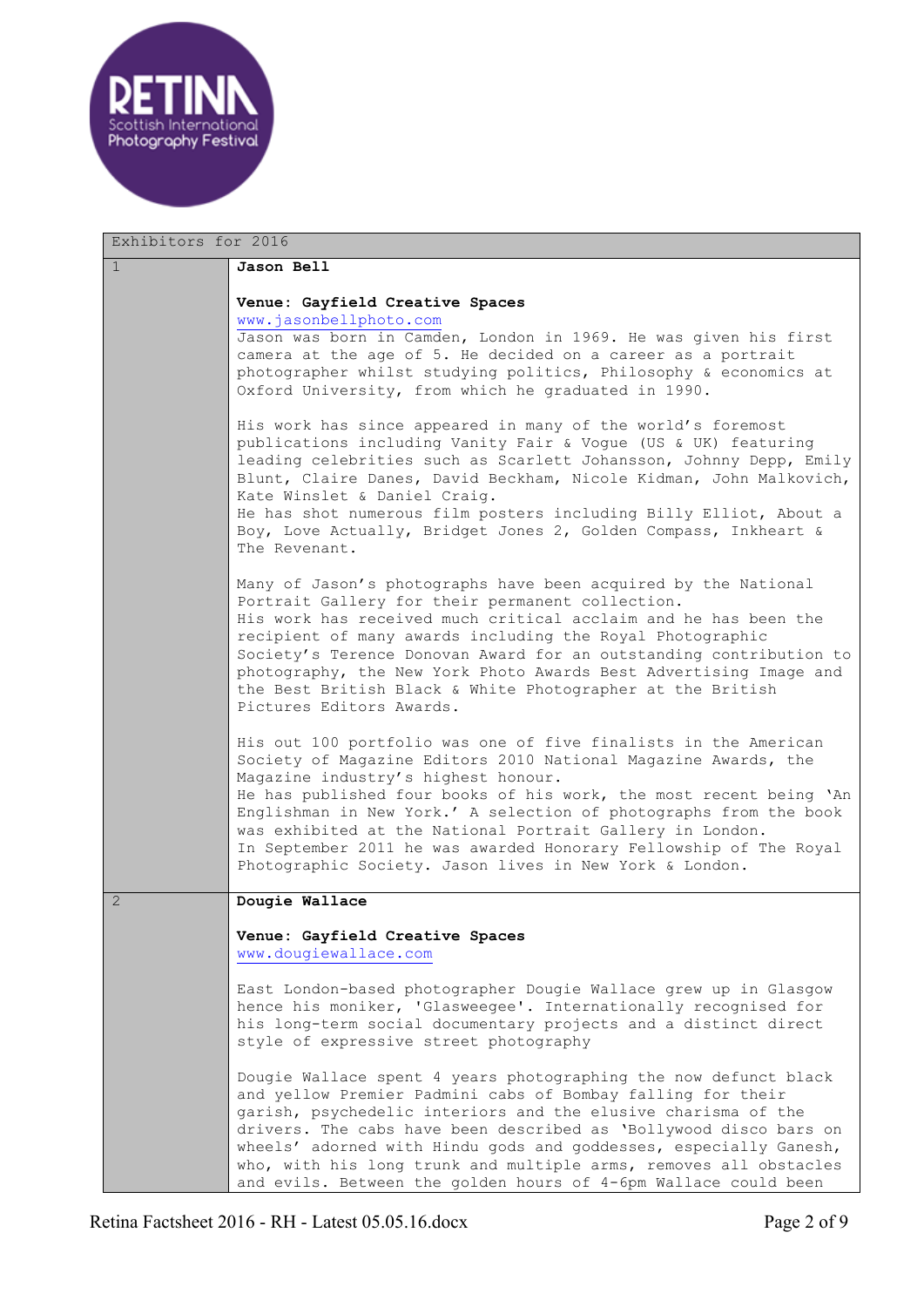| Exhibitors for 2016 | |
|---|---|
| 1 | **Jason Bell**<br><br>**Venue: Gayfield Creative Spaces**<br>www.jasonbellphoto.com<br>Jason was born in Camden, London in 1969. He was given his first camera at the age of 5. He decided on a career as a portrait photographer whilst studying politics, Philosophy & economics at Oxford University, from which he graduated in 1990.<br><br>His work has since appeared in many of the world's foremost publications including Vanity Fair & Vogue (US & UK) featuring leading celebrities such as Scarlett Johansson, Johnny Depp, Emily Blunt, Claire Danes, David Beckham, Nicole Kidman, John Malkovich, Kate Winslet & Daniel Craig.<br>He has shot numerous film posters including Billy Elliot, About a Boy, Love Actually, Bridget Jones 2, Golden Compass, Inkheart & The Revenant.<br><br>Many of Jason's photographs have been acquired by the National Portrait Gallery for their permanent collection.<br>His work has received much critical acclaim and he has been the recipient of many awards including the Royal Photographic Society's Terence Donovan Award for an outstanding contribution to photography, the New York Photo Awards Best Advertising Image and the Best British Black & White Photographer at the British Pictures Editors Awards.<br><br>His out 100 portfolio was one of five finalists in the American Society of Magazine Editors 2010 National Magazine Awards, the Magazine industry's highest honour.<br>He has published four books of his work, the most recent being 'An Englishman in New York.' A selection of photographs from the book was exhibited at the National Portrait Gallery in London.<br>In September 2011 he was awarded Honorary Fellowship of The Royal Photographic Society. Jason lives in New York & London. |
| 2 | **Dougie Wallace**<br><br>**Venue: Gayfield Creative Spaces**<br>www.dougiewallace.com<br><br>East London-based photographer Dougie Wallace grew up in Glasgow hence his moniker, 'Glasweegee'. Internationally recognised for his long-term social documentary projects and a distinct direct style of expressive street photography<br><br>Dougie Wallace spent 4 years photographing the now defunct black and yellow Premier Padmini cabs of Bombay falling for their garish, psychedelic interiors and the elusive charisma of the drivers. The cabs have been described as 'Bollywood disco bars on wheels' adorned with Hindu gods and goddesses, especially Ganesh, who, with his long trunk and multiple arms, removes all obstacles and evils. Between the golden hours of 4-6pm Wallace could been |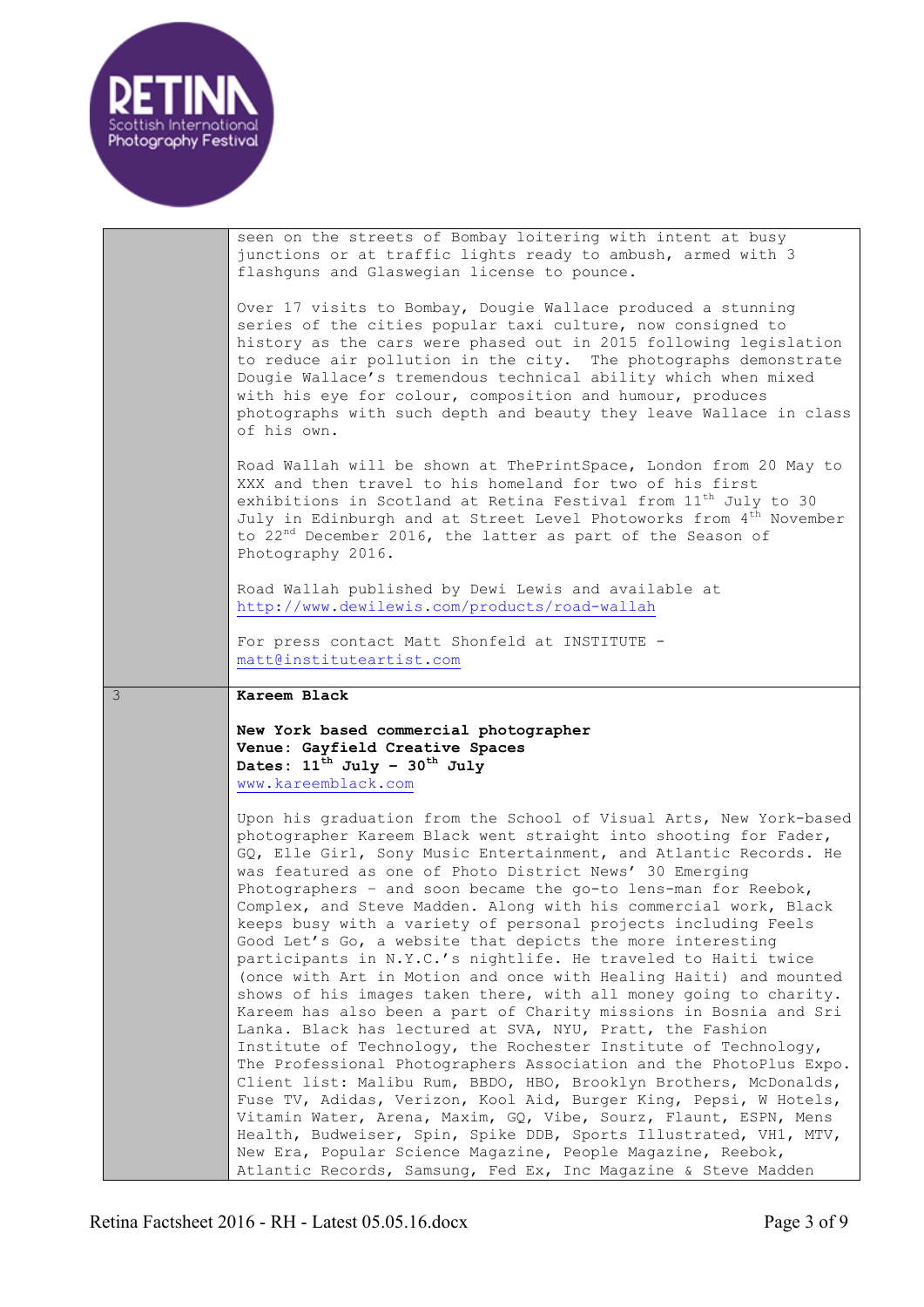| | |
|---|---|
| | seen on the streets of Bombay loitering with intent at busy junctions or at traffic lights ready to ambush, armed with 3 flashguns and Glaswegian license to pounce.<br><br>Over 17 visits to Bombay, Dougie Wallace produced a stunning series of the cities popular taxi culture, now consigned to history as the cars were phased out in 2015 following legislation to reduce air pollution in the city. The photographs demonstrate Dougie Wallace's tremendous technical ability which when mixed with his eye for colour, composition and humour, produces photographs with such depth and beauty they leave Wallace in class of his own.<br><br>Road Wallah will be shown at ThePrintSpace, London from 20 May to XXX and then travel to his homeland for two of his first exhibitions in Scotland at Retina Festival from 11th July to 30 July in Edinburgh and at Street Level Photoworks from 4th November to 22nd December 2016, the latter as part of the Season of Photography 2016.<br><br>Road Wallah published by Dewi Lewis and available at http://www.dewilewis.com/products/road-wallah<br><br>For press contact Matt Shonfeld at INSTITUTE - matt@instituteartist.com |
| 3 | **Kareem Black**<br><br>**New York based commercial photographer**<br>**Venue: Gayfield Creative Spaces**<br>**Dates: 11th July – 30th July**<br>www.kareemblack.com<br><br>Upon his graduation from the School of Visual Arts, New York-based photographer Kareem Black went straight into shooting for Fader, GQ, Elle Girl, Sony Music Entertainment, and Atlantic Records. He was featured as one of Photo District News' 30 Emerging Photographers - and soon became the go-to lens-man for Reebok, Complex, and Steve Madden. Along with his commercial work, Black keeps busy with a variety of personal projects including Feels Good Let's Go, a website that depicts the more interesting participants in N.Y.C.'s nightlife. He traveled to Haiti twice (once with Art in Motion and once with Healing Haiti) and mounted shows of his images taken there, with all money going to charity. Kareem has also been a part of Charity missions in Bosnia and Sri Lanka. Black has lectured at SVA, NYU, Pratt, the Fashion Institute of Technology, the Rochester Institute of Technology, The Professional Photographers Association and the PhotoPlus Expo. Client list: Malibu Rum, BBDO, HBO, Brooklyn Brothers, McDonalds, Fuse TV, Adidas, Verizon, Kool Aid, Burger King, Pepsi, W Hotels, Vitamin Water, Arena, Maxim, GQ, Vibe, Sourz, Flaunt, ESPN, Mens Health, Budweiser, Spin, Spike DDB, Sports Illustrated, VH1, MTV, New Era, Popular Science Magazine, People Magazine, Reebok, Atlantic Records, Samsung, Fed Ex, Inc Magazine & Steve Madden |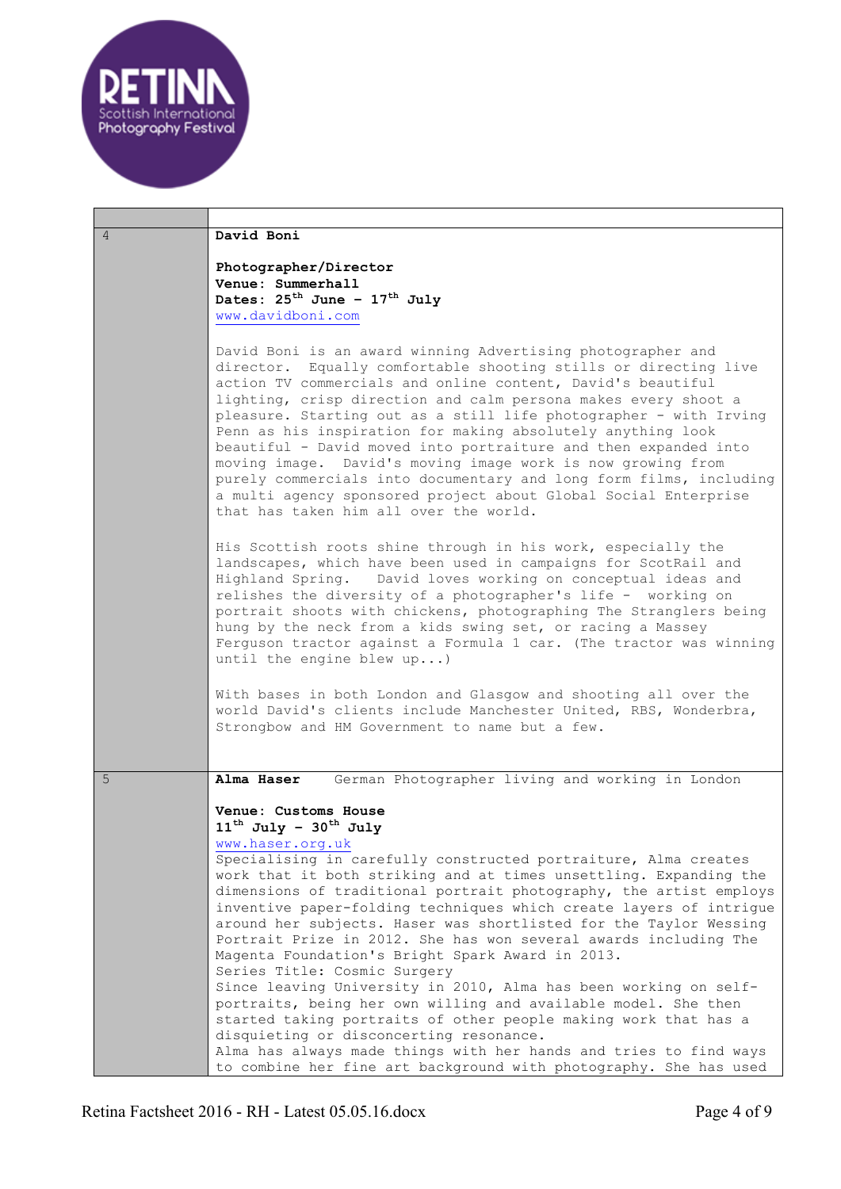| | |
|---|---|
| 4 | **David Boni**<br><br>**Photographer/Director**<br>**Venue: Summerhall**<br>**Dates: 25th June – 17th July**<br>www.davidboni.com<br><br>David Boni is an award winning Advertising photographer and director. Equally comfortable shooting stills or directing live action TV commercials and online content, David's beautiful lighting, crisp direction and calm persona makes every shoot a pleasure. Starting out as a still life photographer - with Irving Penn as his inspiration for making absolutely anything look beautiful - David moved into portraiture and then expanded into moving image. David's moving image work is now growing from purely commercials into documentary and long form films, including a multi agency sponsored project about Global Social Enterprise that has taken him all over the world.<br><br>His Scottish roots shine through in his work, especially the landscapes, which have been used in campaigns for ScotRail and Highland Spring. David loves working on conceptual ideas and relishes the diversity of a photographer's life - working on portrait shoots with chickens, photographing The Stranglers being hung by the neck from a kids swing set, or racing a Massey Ferguson tractor against a Formula 1 car. (The tractor was winning until the engine blew up...)<br><br>With bases in both London and Glasgow and shooting all over the world David's clients include Manchester United, RBS, Wonderbra, Strongbow and HM Government to name but a few. |
| 5 | **Alma Haser** German Photographer living and working in London<br><br>**Venue: Customs House**<br>**11th July – 30th July**<br>www.haser.org.uk<br>Specialising in carefully constructed portraiture, Alma creates work that it both striking and at times unsettling. Expanding the dimensions of traditional portrait photography, the artist employs inventive paper-folding techniques which create layers of intrigue around her subjects. Haser was shortlisted for the Taylor Wessing Portrait Prize in 2012. She has won several awards including The Magenta Foundation's Bright Spark Award in 2013.<br>Series Title: Cosmic Surgery<br>Since leaving University in 2010, Alma has been working on self-portraits, being her own willing and available model. She then started taking portraits of other people making work that has a disquieting or disconcerting resonance.<br>Alma has always made things with her hands and tries to find ways to combine her fine art background with photography. She has used |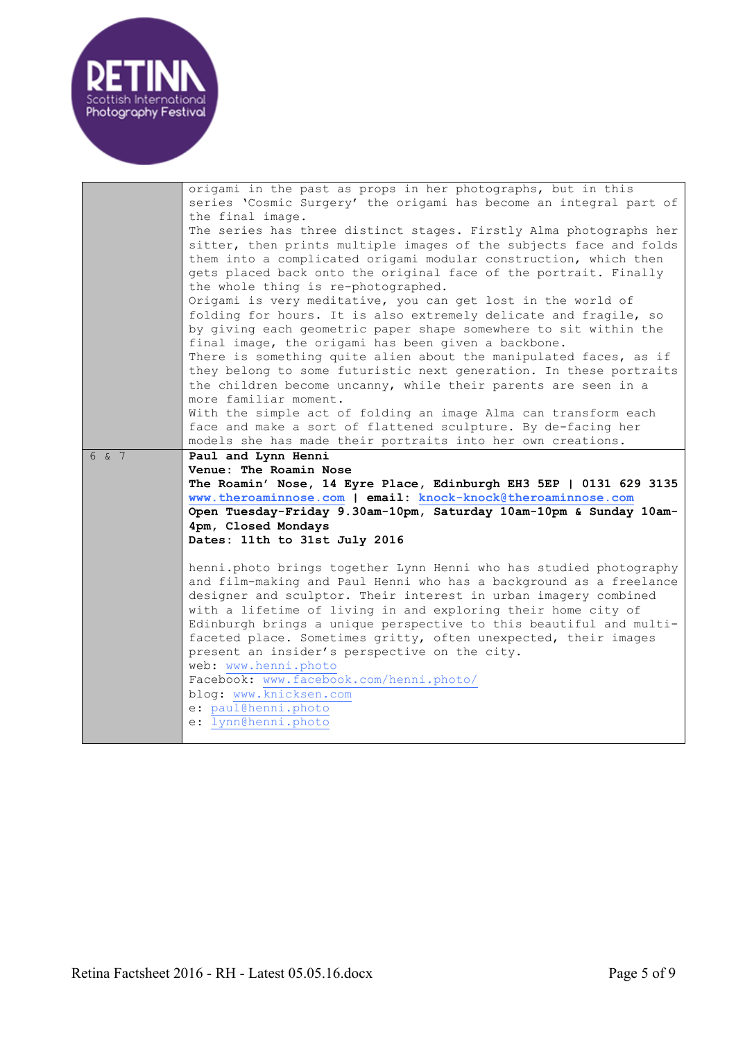| | |
|---|---|
| | origami in the past as props in her photographs, but in this series 'Cosmic Surgery' the origami has become an integral part of the final image.<br>The series has three distinct stages. Firstly Alma photographs her sitter, then prints multiple images of the subjects face and folds them into a complicated origami modular construction, which then gets placed back onto the original face of the portrait. Finally the whole thing is re-photographed.<br>Origami is very meditative, you can get lost in the world of folding for hours. It is also extremely delicate and fragile, so by giving each geometric paper shape somewhere to sit within the final image, the origami has been given a backbone.<br>There is something quite alien about the manipulated faces, as if they belong to some futuristic next generation. In these portraits the children become uncanny, while their parents are seen in a more familiar moment.<br>With the simple act of folding an image Alma can transform each face and make a sort of flattened sculpture. By de-facing her models she has made their portraits into her own creations. |
| 6 & 7 | **Paul and Lynn Henni**<br>**Venue: The Roamin Nose**<br>**The Roamin' Nose, 14 Eyre Place, Edinburgh EH3 5EP \| 0131 629 3135**<br>**www.theroaminnose.com \| email: knock-knock@theroaminnose.com**<br>**Open Tuesday-Friday 9.30am-10pm, Saturday 10am-10pm & Sunday 10am-4pm, Closed Mondays**<br>**Dates: 11th to 31st July 2016**<br><br>henni.photo brings together Lynn Henni who has studied photography and film-making and Paul Henni who has a background as a freelance designer and sculptor. Their interest in urban imagery combined with a lifetime of living in and exploring their home city of Edinburgh brings a unique perspective to this beautiful and multi-faceted place. Sometimes gritty, often unexpected, their images present an insider's perspective on the city.<br>web: www.henni.photo<br>Facebook: www.facebook.com/henni.photo/<br>blog: www.knicksen.com<br>e: paul@henni.photo<br>e: lynn@henni.photo |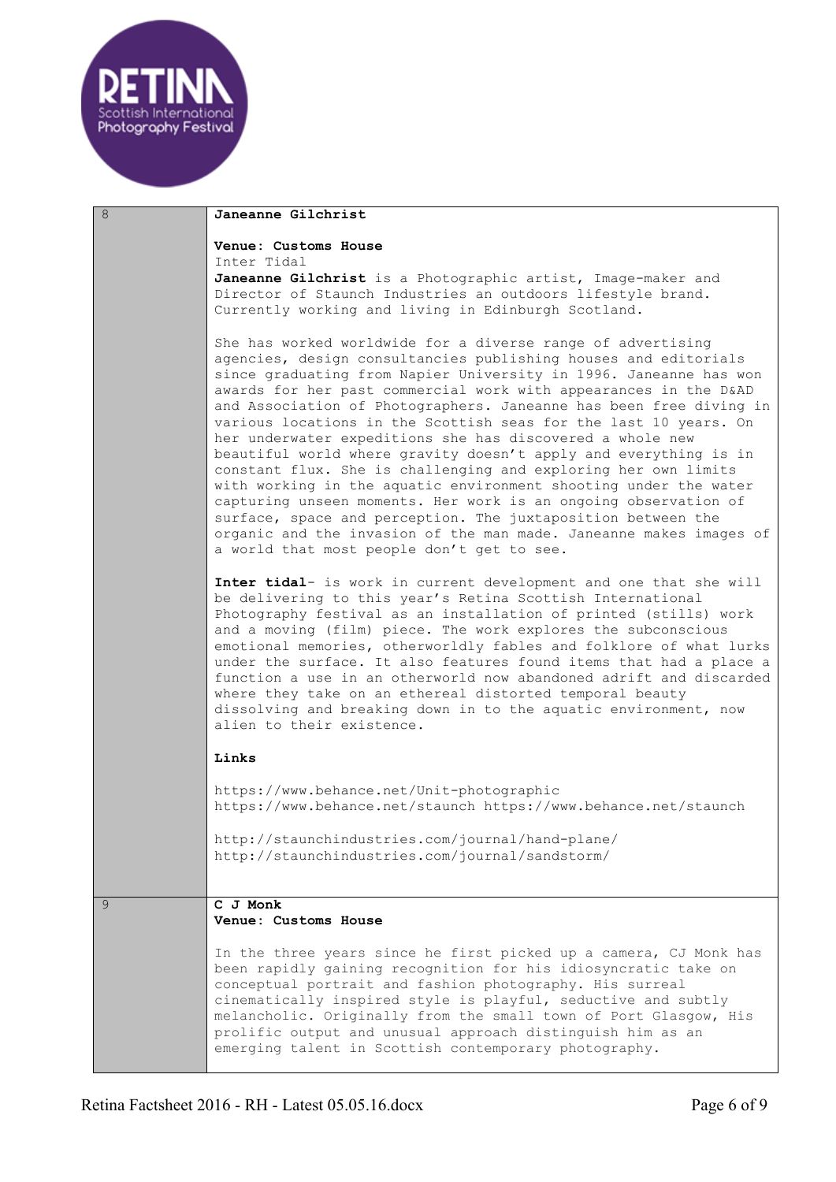| | |
|---|---|
| 8 | **Janeanne Gilchrist**<br><br>**Venue: Customs House**<br>Inter Tidal<br>**Janeanne Gilchrist** is a Photographic artist, Image-maker and Director of Staunch Industries an outdoors lifestyle brand. Currently working and living in Edinburgh Scotland.<br><br>She has worked worldwide for a diverse range of advertising agencies, design consultancies publishing houses and editorials since graduating from Napier University in 1996. Janeanne has won awards for her past commercial work with appearances in the D&AD and Association of Photographers. Janeanne has been free diving in various locations in the Scottish seas for the last 10 years. On her underwater expeditions she has discovered a whole new beautiful world where gravity doesn't apply and everything is in constant flux. She is challenging and exploring her own limits with working in the aquatic environment shooting under the water capturing unseen moments. Her work is an ongoing observation of surface, space and perception. The juxtaposition between the organic and the invasion of the man made. Janeanne makes images of a world that most people don't get to see.<br><br>**Inter tidal**- is work in current development and one that she will be delivering to this year's Retina Scottish International Photography festival as an installation of printed (stills) work and a moving (film) piece. The work explores the subconscious emotional memories, otherworldly fables and folklore of what lurks under the surface. It also features found items that had a place a function a use in an otherworld now abandoned adrift and discarded where they take on an ethereal distorted temporal beauty dissolving and breaking down in to the aquatic environment, now alien to their existence.<br><br>**Links**<br><br>https://www.behance.net/Unit-photographic<br>https://www.behance.net/staunch https://www.behance.net/staunch<br><br>http://staunchindustries.com/journal/hand-plane/<br>http://staunchindustries.com/journal/sandstorm/ |
| 9 | **C J Monk**<br>**Venue: Customs House**<br><br>In the three years since he first picked up a camera, CJ Monk has been rapidly gaining recognition for his idiosyncratic take on conceptual portrait and fashion photography. His surreal cinematically inspired style is playful, seductive and subtly melancholic. Originally from the small town of Port Glasgow, His prolific output and unusual approach distinguish him as an emerging talent in Scottish contemporary photography. |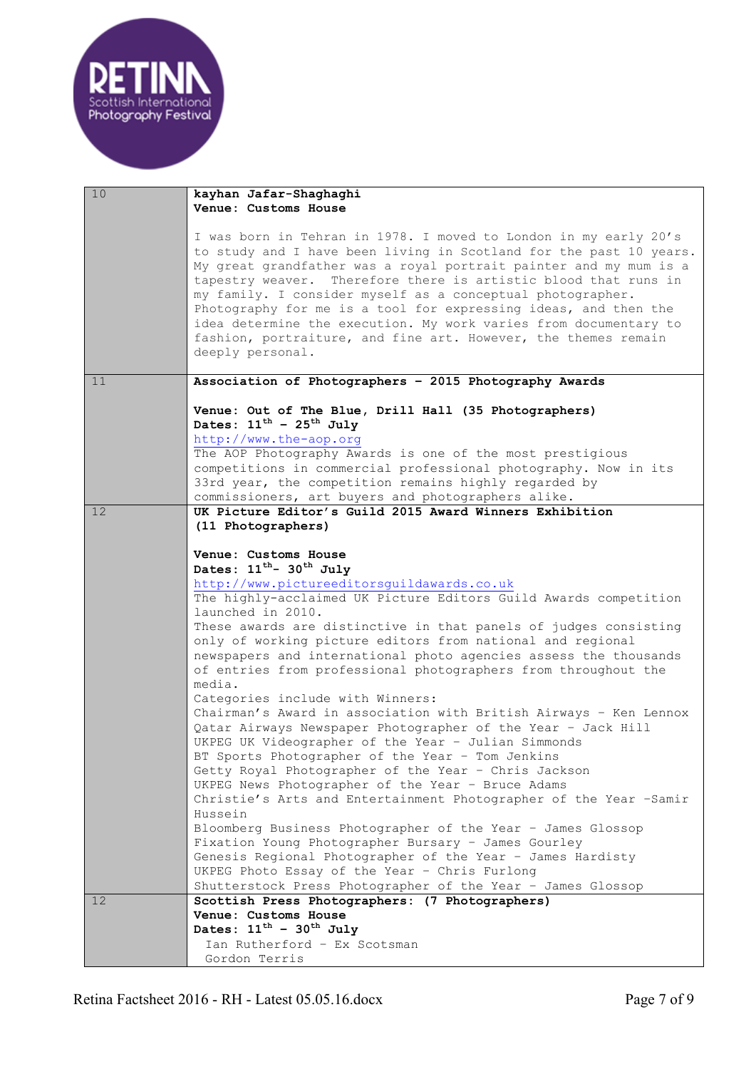RETINA
Scottish International Photography Festival

| | |
|---|---|
| 10 | **kayhan Jafar-Shaghaghi**<br>**Venue: Customs House**<br><br>I was born in Tehran in 1978. I moved to London in my early 20's to study and I have been living in Scotland for the past 10 years. My great grandfather was a royal portrait painter and my mum is a tapestry weaver. Therefore there is artistic blood that runs in my family. I consider myself as a conceptual photographer. Photography for me is a tool for expressing ideas, and then the idea determine the execution. My work varies from documentary to fashion, portraiture, and fine art. However, the themes remain deeply personal. |
| 11 | **Association of Photographers – 2015 Photography Awards**<br><br>**Venue: Out of The Blue, Drill Hall (35 Photographers)**<br>**Dates: 11th – 25th July**<br>http://www.the-aop.org<br>The AOP Photography Awards is one of the most prestigious competitions in commercial professional photography. Now in its 33rd year, the competition remains highly regarded by commissioners, art buyers and photographers alike. |
| 12 | **UK Picture Editor's Guild 2015 Award Winners Exhibition (11 Photographers)**<br><br>**Venue: Customs House**<br>**Dates: 11th- 30th July**<br>http://www.pictureeditorsguildawards.co.uk<br>The highly-acclaimed UK Picture Editors Guild Awards competition launched in 2010.<br>These awards are distinctive in that panels of judges consisting only of working picture editors from national and regional newspapers and international photo agencies assess the thousands of entries from professional photographers from throughout the media.<br>Categories include with Winners:<br>Chairman's Award in association with British Airways - Ken Lennox<br>Qatar Airways Newspaper Photographer of the Year - Jack Hill<br>UKPEG UK Videographer of the Year - Julian Simmonds<br>BT Sports Photographer of the Year - Tom Jenkins<br>Getty Royal Photographer of the Year - Chris Jackson<br>UKPEG News Photographer of the Year - Bruce Adams<br>Christie's Arts and Entertainment Photographer of the Year -Samir Hussein<br>Bloomberg Business Photographer of the Year - James Glossop<br>Fixation Young Photographer Bursary - James Gourley<br>Genesis Regional Photographer of the Year - James Hardisty<br>UKPEG Photo Essay of the Year - Chris Furlong<br>Shutterstock Press Photographer of the Year - James Glossop |
| 12 | **Scottish Press Photographers: (7 Photographers)**<br>**Venue: Customs House**<br>**Dates: 11th – 30th July**<br>Ian Rutherford - Ex Scotsman<br>Gordon Terris |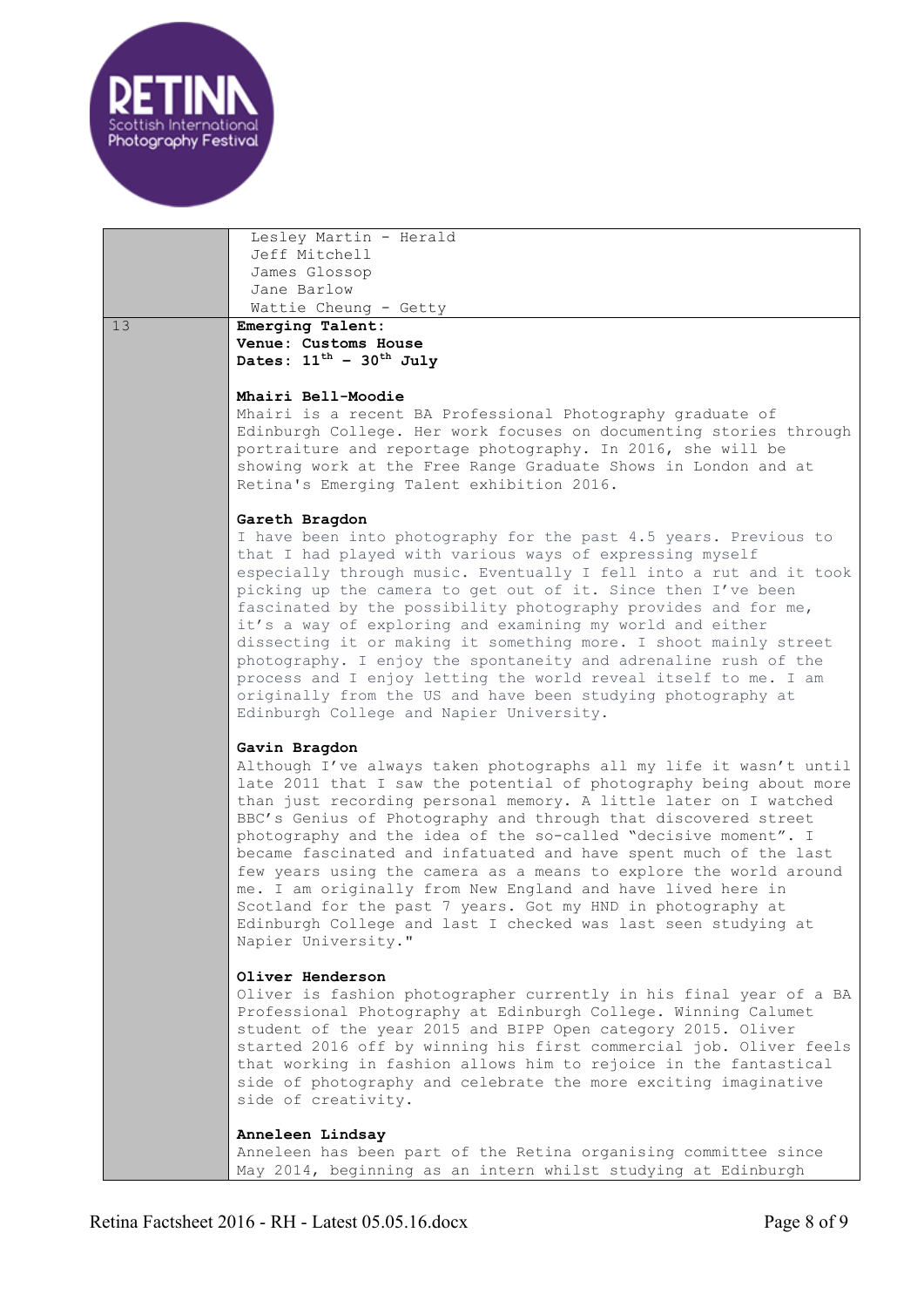| | |
|---|---|
| | Lesley Martin - Herald<br>Jeff Mitchell<br>James Glossop<br>Jane Barlow<br>Wattie Cheung - Getty |
| 13 | **Emerging Talent:**<br>**Venue: Customs House**<br>**Dates: 11th – 30th July**<br><br>**Mhairi Bell-Moodie**<br>Mhairi is a recent BA Professional Photography graduate of Edinburgh College. Her work focuses on documenting stories through portraiture and reportage photography. In 2016, she will be showing work at the Free Range Graduate Shows in London and at Retina's Emerging Talent exhibition 2016.<br><br>**Gareth Bragdon**<br>I have been into photography for the past 4.5 years. Previous to that I had played with various ways of expressing myself especially through music. Eventually I fell into a rut and it took picking up the camera to get out of it. Since then I've been fascinated by the possibility photography provides and for me, it's a way of exploring and examining my world and either dissecting it or making it something more. I shoot mainly street photography. I enjoy the spontaneity and adrenaline rush of the process and I enjoy letting the world reveal itself to me. I am originally from the US and have been studying photography at Edinburgh College and Napier University.<br><br>**Gavin Bragdon**<br>Although I've always taken photographs all my life it wasn't until late 2011 that I saw the potential of photography being about more than just recording personal memory. A little later on I watched BBC's Genius of Photography and through that discovered street photography and the idea of the so-called "decisive moment". I became fascinated and infatuated and have spent much of the last few years using the camera as a means to explore the world around me. I am originally from New England and have lived here in Scotland for the past 7 years. Got my HND in photography at Edinburgh College and last I checked was last seen studying at Napier University."<br><br>**Oliver Henderson**<br>Oliver is fashion photographer currently in his final year of a BA Professional Photography at Edinburgh College. Winning Calumet student of the year 2015 and BIPP Open category 2015. Oliver started 2016 off by winning his first commercial job. Oliver feels that working in fashion allows him to rejoice in the fantastical side of photography and celebrate the more exciting imaginative side of creativity.<br><br>**Anneleen Lindsay**<br>Anneleen has been part of the Retina organising committee since May 2014, beginning as an intern whilst studying at Edinburgh |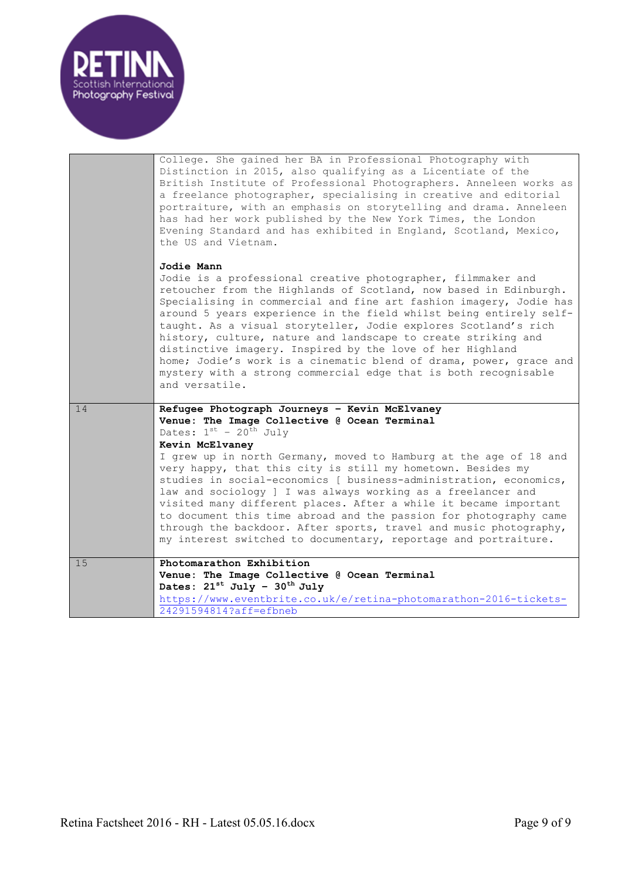| | |
|---|---|
| | College. She gained her BA in Professional Photography with Distinction in 2015, also qualifying as a Licentiate of the British Institute of Professional Photographers. Anneleen works as a freelance photographer, specialising in creative and editorial portraiture, with an emphasis on storytelling and drama. Anneleen has had her work published by the New York Times, the London Evening Standard and has exhibited in England, Scotland, Mexico, the US and Vietnam.<br><br>**Jodie Mann**<br>Jodie is a professional creative photographer, filmmaker and retoucher from the Highlands of Scotland, now based in Edinburgh. Specialising in commercial and fine art fashion imagery, Jodie has around 5 years experience in the field whilst being entirely self-taught. As a visual storyteller, Jodie explores Scotland's rich history, culture, nature and landscape to create striking and distinctive imagery. Inspired by the love of her Highland home; Jodie's work is a cinematic blend of drama, power, grace and mystery with a strong commercial edge that is both recognisable and versatile. |
| 14 | **Refugee Photograph Journeys – Kevin McElvaney**<br>**Venue: The Image Collective @ Ocean Terminal**<br>Dates: 1st – 20th July<br>**Kevin McElvaney**<br>I grew up in north Germany, moved to Hamburg at the age of 18 and very happy, that this city is still my hometown. Besides my studies in social-economics [ business-administration, economics, law and sociology ] I was always working as a freelancer and visited many different places. After a while it became important to document this time abroad and the passion for photography came through the backdoor. After sports, travel and music photography, my interest switched to documentary, reportage and portraiture. |
| 15 | **Photomarathon Exhibition**<br>**Venue: The Image Collective @ Ocean Terminal**<br>**Dates: 21st July – 30th July**<br>https://www.eventbrite.co.uk/e/retina-photomarathon-2016-tickets-24291594814?aff=efbneb |